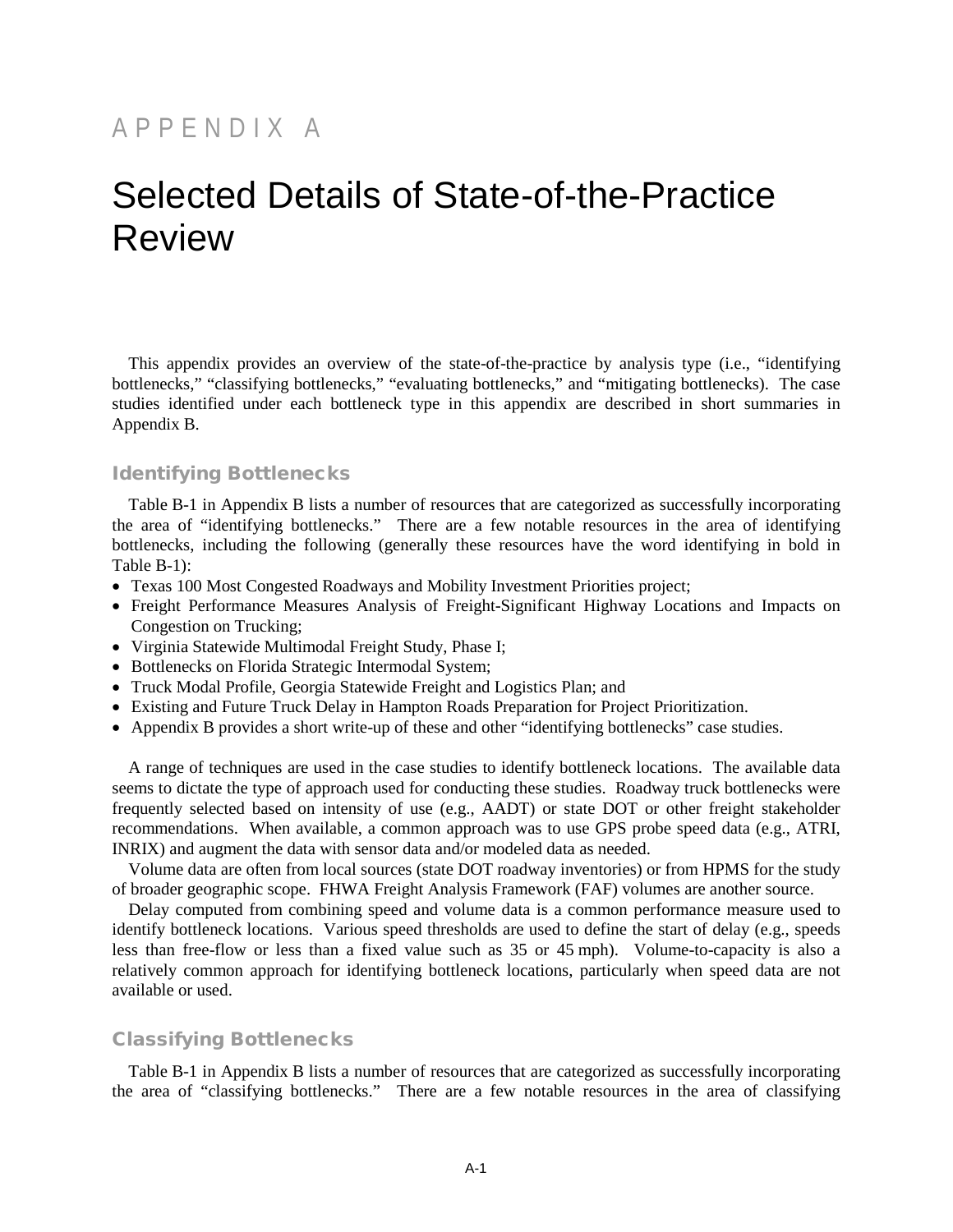# APPENDIX A

# Selected Details of State-of-the-Practice Review

This appendix provides an overview of the state-of-the-practice by analysis type (i.e., "identifying bottlenecks," "classifying bottlenecks," "evaluating bottlenecks," and "mitigating bottlenecks). The case studies identified under each bottleneck type in this appendix are described in short summaries in Appendix B.

## Identifying Bottlenecks

Table B-1 in Appendix B lists a number of resources that are categorized as successfully incorporating the area of "identifying bottlenecks." There are a few notable resources in the area of identifying bottlenecks, including the following (generally these resources have the word identifying in bold in Table B-1):

- Texas 100 Most Congested Roadways and Mobility Investment Priorities project;
- Freight Performance Measures Analysis of Freight-Significant Highway Locations and Impacts on Congestion on Trucking;
- Virginia Statewide Multimodal Freight Study, Phase I;
- Bottlenecks on Florida Strategic Intermodal System;
- Truck Modal Profile, Georgia Statewide Freight and Logistics Plan; and
- Existing and Future Truck Delay in Hampton Roads Preparation for Project Prioritization.
- Appendix B provides a short write-up of these and other "identifying bottlenecks" case studies.

A range of techniques are used in the case studies to identify bottleneck locations. The available data seems to dictate the type of approach used for conducting these studies. Roadway truck bottlenecks were frequently selected based on intensity of use (e.g., AADT) or state DOT or other freight stakeholder recommendations. When available, a common approach was to use GPS probe speed data (e.g., ATRI, INRIX) and augment the data with sensor data and/or modeled data as needed.

Volume data are often from local sources (state DOT roadway inventories) or from HPMS for the study of broader geographic scope. FHWA Freight Analysis Framework (FAF) volumes are another source.

Delay computed from combining speed and volume data is a common performance measure used to identify bottleneck locations. Various speed thresholds are used to define the start of delay (e.g., speeds less than free-flow or less than a fixed value such as 35 or 45 mph). Volume-to-capacity is also a relatively common approach for identifying bottleneck locations, particularly when speed data are not available or used.

## Classifying Bottlenecks

Table B-1 in Appendix B lists a number of resources that are categorized as successfully incorporating the area of "classifying bottlenecks." There are a few notable resources in the area of classifying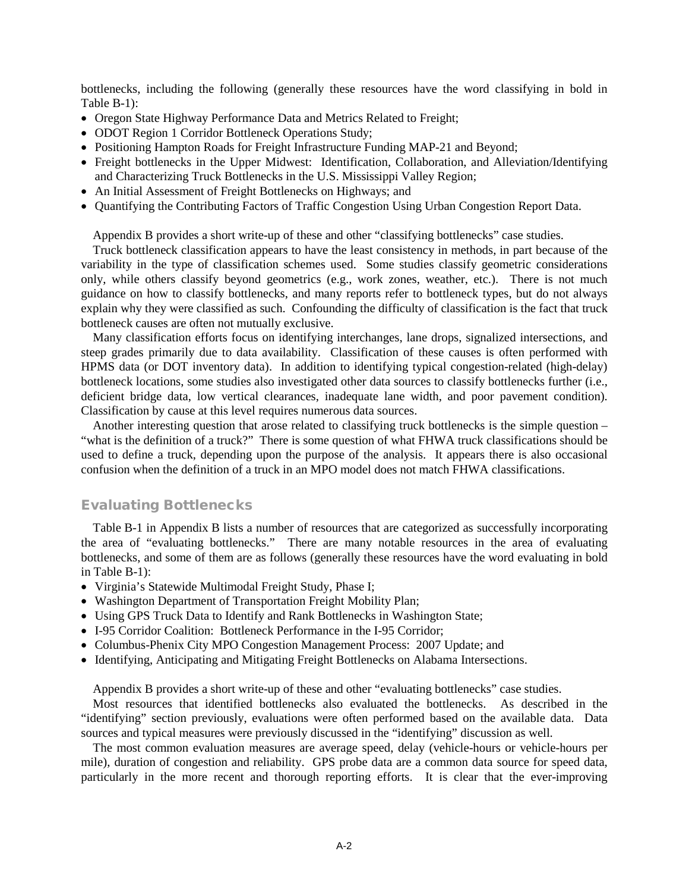bottlenecks, including the following (generally these resources have the word classifying in bold in Table B-1):

- Oregon State Highway Performance Data and Metrics Related to Freight;
- ODOT Region 1 Corridor Bottleneck Operations Study;
- Positioning Hampton Roads for Freight Infrastructure Funding MAP-21 and Beyond;
- Freight bottlenecks in the Upper Midwest: Identification, Collaboration, and Alleviation/Identifying and Characterizing Truck Bottlenecks in the U.S. Mississippi Valley Region;
- An Initial Assessment of Freight Bottlenecks on Highways; and
- Quantifying the Contributing Factors of Traffic Congestion Using Urban Congestion Report Data.

Appendix B provides a short write-up of these and other "classifying bottlenecks" case studies.

Truck bottleneck classification appears to have the least consistency in methods, in part because of the variability in the type of classification schemes used. Some studies classify geometric considerations only, while others classify beyond geometrics (e.g., work zones, weather, etc.). There is not much guidance on how to classify bottlenecks, and many reports refer to bottleneck types, but do not always explain why they were classified as such. Confounding the difficulty of classification is the fact that truck bottleneck causes are often not mutually exclusive.

Many classification efforts focus on identifying interchanges, lane drops, signalized intersections, and steep grades primarily due to data availability. Classification of these causes is often performed with HPMS data (or DOT inventory data). In addition to identifying typical congestion-related (high-delay) bottleneck locations, some studies also investigated other data sources to classify bottlenecks further (i.e., deficient bridge data, low vertical clearances, inadequate lane width, and poor pavement condition). Classification by cause at this level requires numerous data sources.

Another interesting question that arose related to classifying truck bottlenecks is the simple question – "what is the definition of a truck?" There is some question of what FHWA truck classifications should be used to define a truck, depending upon the purpose of the analysis. It appears there is also occasional confusion when the definition of a truck in an MPO model does not match FHWA classifications.

## Evaluating Bottlenecks

Table B-1 in Appendix B lists a number of resources that are categorized as successfully incorporating the area of "evaluating bottlenecks." There are many notable resources in the area of evaluating bottlenecks, and some of them are as follows (generally these resources have the word evaluating in bold in Table B-1):

- Virginia's Statewide Multimodal Freight Study, Phase I;
- Washington Department of Transportation Freight Mobility Plan;
- Using GPS Truck Data to Identify and Rank Bottlenecks in Washington State;
- I-95 Corridor Coalition: Bottleneck Performance in the I-95 Corridor;
- Columbus-Phenix City MPO Congestion Management Process: 2007 Update; and
- Identifying, Anticipating and Mitigating Freight Bottlenecks on Alabama Intersections.

Appendix B provides a short write-up of these and other "evaluating bottlenecks" case studies.

Most resources that identified bottlenecks also evaluated the bottlenecks. As described in the "identifying" section previously, evaluations were often performed based on the available data. Data sources and typical measures were previously discussed in the "identifying" discussion as well.

The most common evaluation measures are average speed, delay (vehicle-hours or vehicle-hours per mile), duration of congestion and reliability. GPS probe data are a common data source for speed data, particularly in the more recent and thorough reporting efforts. It is clear that the ever-improving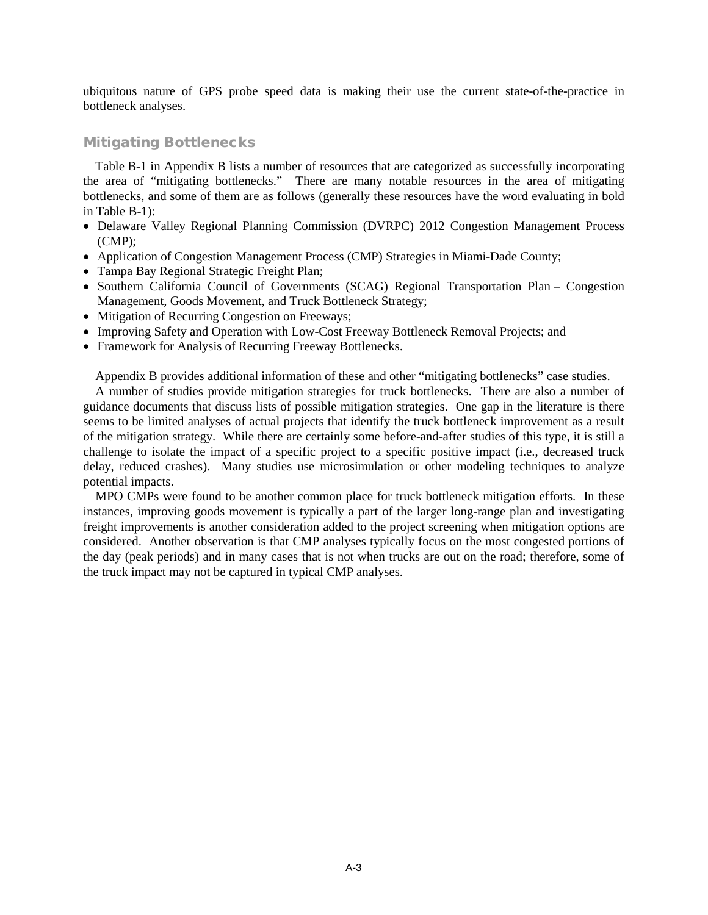ubiquitous nature of GPS probe speed data is making their use the current state-of-the-practice in bottleneck analyses.

### Mitigating Bottlenecks

Table B-1 in Appendix B lists a number of resources that are categorized as successfully incorporating the area of "mitigating bottlenecks." There are many notable resources in the area of mitigating bottlenecks, and some of them are as follows (generally these resources have the word evaluating in bold in Table B-1):

- Delaware Valley Regional Planning Commission (DVRPC) 2012 Congestion Management Process (CMP);
- Application of Congestion Management Process (CMP) Strategies in Miami-Dade County;
- Tampa Bay Regional Strategic Freight Plan;
- Southern California Council of Governments (SCAG) Regional Transportation Plan – Congestion Management, Goods Movement, and Truck Bottleneck Strategy;
- Mitigation of Recurring Congestion on Freeways;
- Improving Safety and Operation with Low-Cost Freeway Bottleneck Removal Projects; and
- Framework for Analysis of Recurring Freeway Bottlenecks.

Appendix B provides additional information of these and other "mitigating bottlenecks" case studies.

A number of studies provide mitigation strategies for truck bottlenecks. There are also a number of guidance documents that discuss lists of possible mitigation strategies. One gap in the literature is there seems to be limited analyses of actual projects that identify the truck bottleneck improvement as a result of the mitigation strategy. While there are certainly some before-and-after studies of this type, it is still a challenge to isolate the impact of a specific project to a specific positive impact (i.e., decreased truck delay, reduced crashes). Many studies use microsimulation or other modeling techniques to analyze potential impacts.

MPO CMPs were found to be another common place for truck bottleneck mitigation efforts. In these instances, improving goods movement is typically a part of the larger long-range plan and investigating freight improvements is another consideration added to the project screening when mitigation options are considered. Another observation is that CMP analyses typically focus on the most congested portions of the day (peak periods) and in many cases that is not when trucks are out on the road; therefore, some of the truck impact may not be captured in typical CMP analyses.